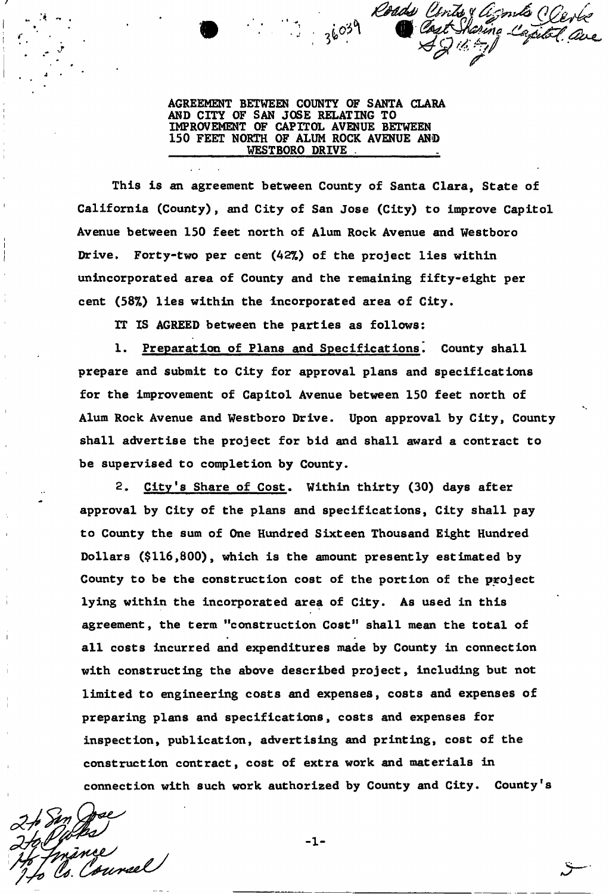36039 Roads Cnts & Agmts Clerks Cost Sharing Capitol Ave

**AGREEMENT BETWEEN COUNTY OF SANTA CLARA AND CITY OF SAN JOSE RELATING TO IMPROVEMENT OF CAPITOL AVENUE BETWEEN 150 FEET NORTH OF ALUM ROCK AVENUE AND WESTBORO DRIVE**

This is an agreement between County of Santa Clara, State of California (County), and City of San Jose (City) to improve Capitol Avenue between 150 feet north of Alum Rock Avenue and Westboro Drive. Forty-two per cent (42%) of the project lies within unincorporated area of County and the remaining fifty-eight per cent (58%) lies within the incorporated area of City.

IT IS AGREED between the parties as follows:

1. Preparation of Plans and Specifications. County shall prepare and submit to City for approval plans and specifications for the improvement of Capitol Avenue between 150 feet north of Alum Rock Avenue and Westboro Drive. Upon approval by City, County shall advertise the project for bid and shall award a contract to be supervised to completion by County.

2. City's Share of Cost. Within thirty (30) days after approval by City of the plans and specifications, City shall pay to County the sum of One Hundred Sixteen Thousand Eight Hundred Dollars ($116,800), which is the amount presently estimated by County to be the construction cost of the portion of the project lying within the incorporated area of City. As used in this agreement, the term "construction Cost" shall mean the total of all costs incurred and expenditures made by County in connection with constructing the above described project, including but not limited to engineering costs and expenses, costs and expenses of preparing plans and specifications, costs and expenses for inspection, publication, advertising and printing, cost of the construction contract, cost of extra work and materials in connection with such work authorized by County and City. County's

2 to San Jose
2 to Works
1 to Finance
1 to Co. Counsel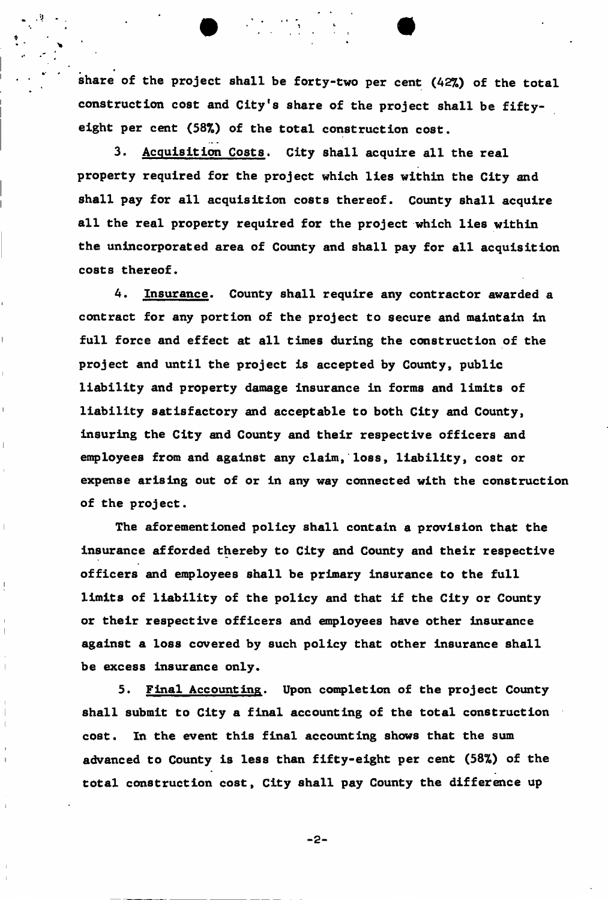share of the project shall be forty-two per cent (42%) of the total construction cost and City's share of the project shall be fifty-eight per cent (58%) of the total construction cost.

3. Acquisition Costs. City shall acquire all the real property required for the project which lies within the City and shall pay for all acquisition costs thereof. County shall acquire all the real property required for the project which lies within the unincorporated area of County and shall pay for all acquisition costs thereof.

4. Insurance. County shall require any contractor awarded a contract for any portion of the project to secure and maintain in full force and effect at all times during the construction of the project and until the project is accepted by County, public liability and property damage insurance in forms and limits of liability satisfactory and acceptable to both City and County, insuring the City and County and their respective officers and employees from and against any claim, loss, liability, cost or expense arising out of or in any way connected with the construction of the project.

The aforementioned policy shall contain a provision that the insurance afforded thereby to City and County and their respective officers and employees shall be primary insurance to the full limits of liability of the policy and that if the City or County or their respective officers and employees have other insurance against a loss covered by such policy that other insurance shall be excess insurance only.

5. Final Accounting. Upon completion of the project County shall submit to City a final accounting of the total construction cost. In the event this final accounting shows that the sum advanced to County is less than fifty-eight per cent (58%) of the total construction cost, City shall pay County the difference up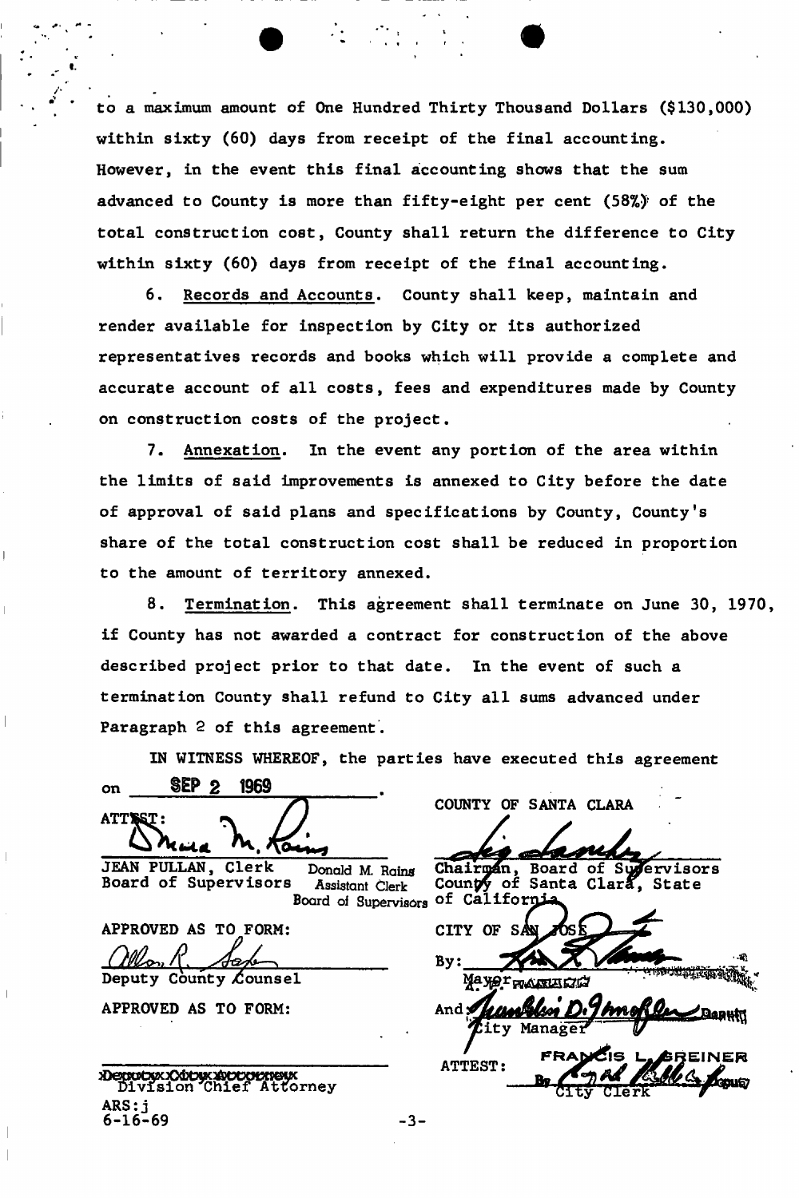to a maximum amount of One Hundred Thirty Thousand Dollars ($130,000) within sixty (60) days from receipt of the final accounting. However, in the event this final accounting shows that the sum advanced to County is more than fifty-eight per cent (58%) of the total construction cost, County shall return the difference to City within sixty (60) days from receipt of the final accounting.

6. Records and Accounts. County shall keep, maintain and render available for inspection by City or its authorized representatives records and books which will provide a complete and accurate account of all costs, fees and expenditures made by County on construction costs of the project.

7. Annexation. In the event any portion of the area within the limits of said improvements is annexed to City before the date of approval of said plans and specifications by County, County's share of the total construction cost shall be reduced in proportion to the amount of territory annexed.

8. Termination. This agreement shall terminate on June 30, 1970, if County has not awarded a contract for construction of the above described project prior to that date. In the event of such a termination County shall refund to City all sums advanced under Paragraph 2 of this agreement.

IN WITNESS WHEREOF, the parties have executed this agreement on SEP 2 1969.

ATTEST:

JEAN PULLAN, Clerk Board of Supervisors — Donald M. Rains, Assistant Clerk, Board of Supervisors

APPROVED AS TO FORM:

Deputy County Counsel

APPROVED AS TO FORM:

Division Chief Attorney

COUNTY OF SANTA CLARA

Chairman, Board of Supervisors County of Santa Clara, State of California

CITY OF SAN JOSE

By: Mayor

And: City Manager

ATTEST: FRANCIS L. GREINER, City Clerk, By Deputy

ARS:j
6-16-69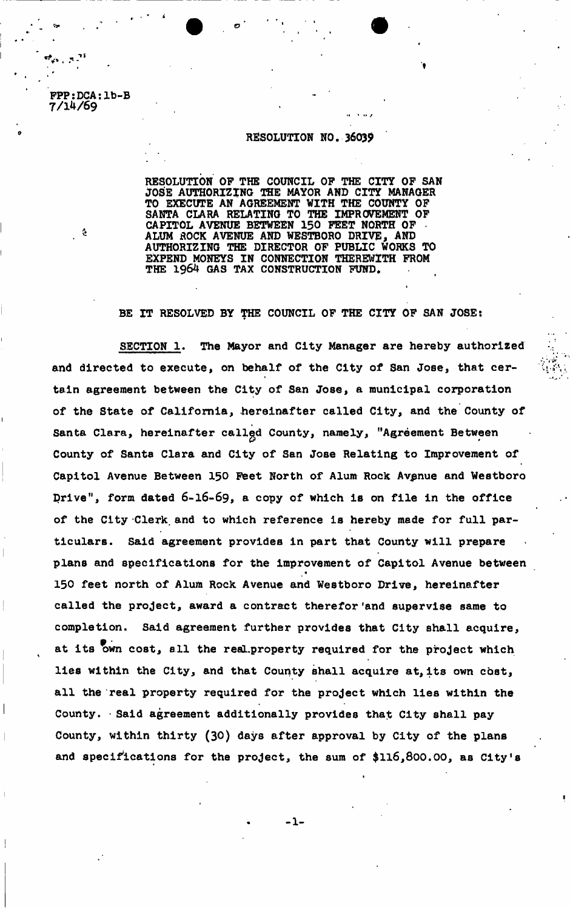FPP:DCA:lb-B
7/14/69

RESOLUTION NO. 36039

RESOLUTION OF THE COUNCIL OF THE CITY OF SAN JOSE AUTHORIZING THE MAYOR AND CITY MANAGER TO EXECUTE AN AGREEMENT WITH THE COUNTY OF SANTA CLARA RELATING TO THE IMPROVEMENT OF CAPITOL AVENUE BETWEEN 150 FEET NORTH OF ALUM ROCK AVENUE AND WESTBORO DRIVE, AND AUTHORIZING THE DIRECTOR OF PUBLIC WORKS TO EXPEND MONEYS IN CONNECTION THEREWITH FROM THE 1964 GAS TAX CONSTRUCTION FUND.

BE IT RESOLVED BY THE COUNCIL OF THE CITY OF SAN JOSE:

SECTION 1. The Mayor and City Manager are hereby authorized and directed to execute, on behalf of the City of San Jose, that certain agreement between the City of San Jose, a municipal corporation of the State of California, hereinafter called City, and the County of Santa Clara, hereinafter called County, namely, "Agreement Between County of Santa Clara and City of San Jose Relating to Improvement of Capitol Avenue Between 150 Feet North of Alum Rock Avenue and Westboro Drive", form dated 6-16-69, a copy of which is on file in the office of the City Clerk and to which reference is hereby made for full particulars. Said agreement provides in part that County will prepare plans and specifications for the improvement of Capitol Avenue between 150 feet north of Alum Rock Avenue and Westboro Drive, hereinafter called the project, award a contract therefor and supervise same to completion. Said agreement further provides that City shall acquire, at its own cost, all the real property required for the project which lies within the City, and that County shall acquire at its own cost, all the real property required for the project which lies within the County. Said agreement additionally provides that City shall pay County, within thirty (30) days after approval by City of the plans and specifications for the project, the sum of $116,800.00, as City's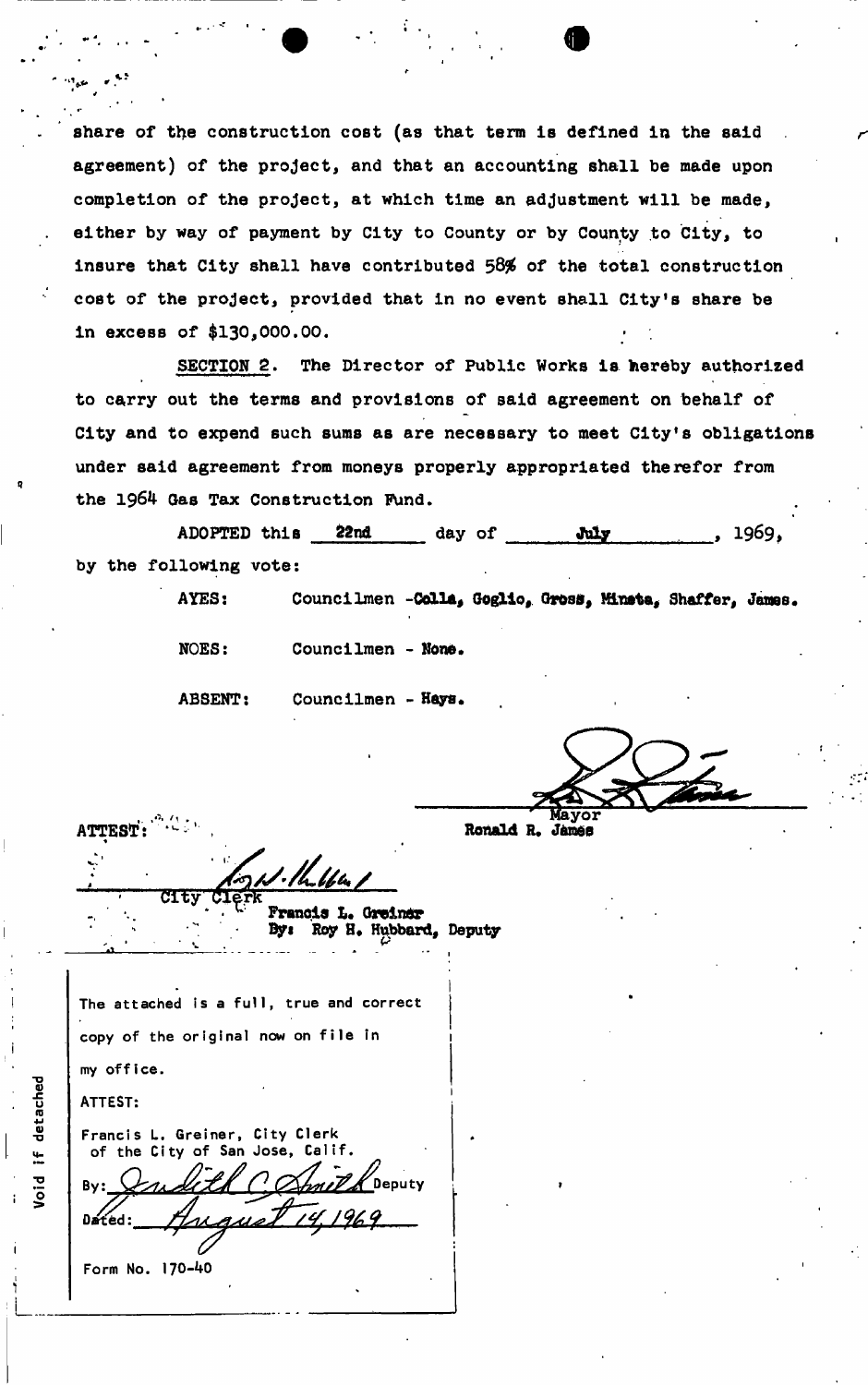share of the construction cost (as that term is defined in the said agreement) of the project, and that an accounting shall be made upon completion of the project, at which time an adjustment will be made, either by way of payment by City to County or by County to City, to insure that City shall have contributed 58% of the total construction cost of the project, provided that in no event shall City's share be in excess of $130,000.00.

SECTION 2. The Director of Public Works is hereby authorized to carry out the terms and provisions of said agreement on behalf of City and to expend such sums as are necessary to meet City's obligations under said agreement from moneys properly appropriated therefor from the 1964 Gas Tax Construction Fund.

ADOPTED this 22nd day of July, 1969, by the following vote:

AYES: Councilmen - Colla, Goglio, Gross, Mineta, Shaffer, James.

NOES: Councilmen - None.

ABSENT: Councilmen - Hays.

Mayor
Ronald R. James

ATTEST:

City Clerk
Francis L. Greiner
By: Roy H. Hubbard, Deputy

The attached is a full, true and correct copy of the original now on file in my office.

ATTEST:

Francis L. Greiner, City Clerk of the City of San Jose, Calif.

By: Judith C. Smith Deputy

Dated: August 14, 1969

Form No. 170-40

Void if detached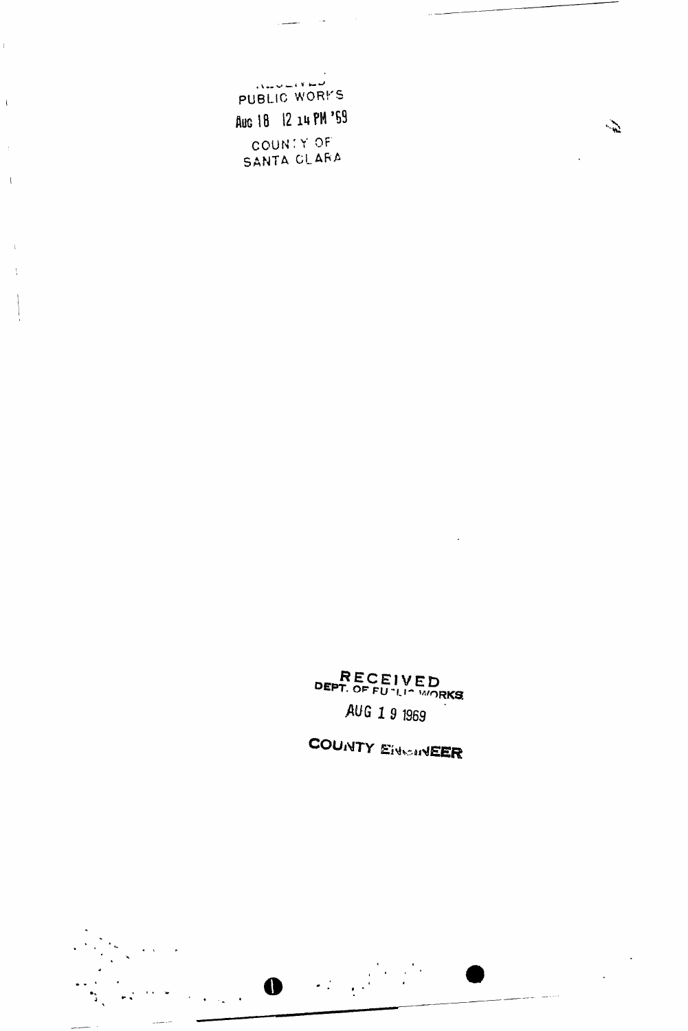RECEIVED
PUBLIC WORKS
Aug 18 12 14 PM '69
COUNTY OF
SANTA CLARA

RECEIVED
DEPT. OF PUBLIC WORKS
AUG 19 1969
COUNTY ENGINEER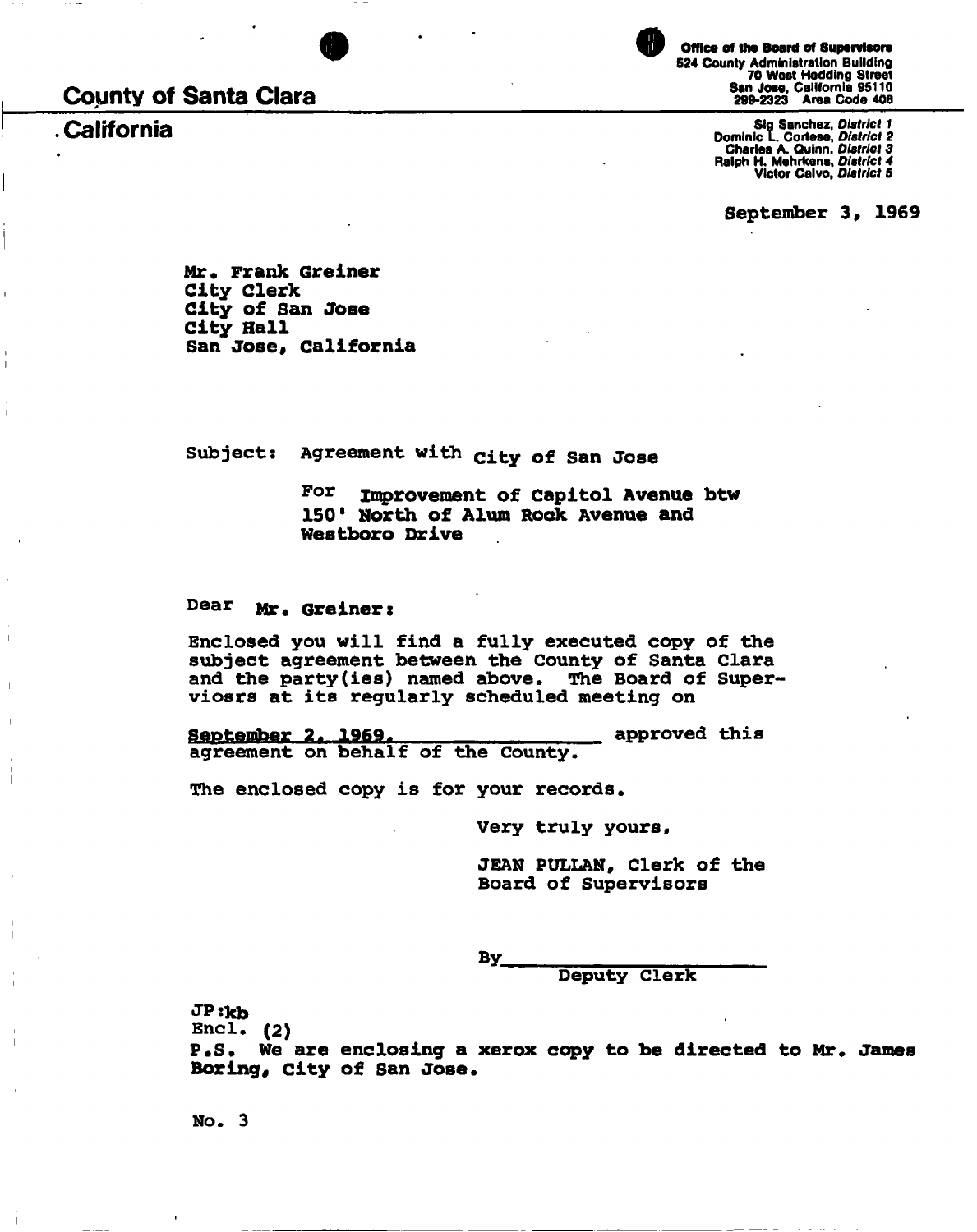# County of Santa Clara

## California

**Office of the Board of Supervisors**
**524 County Administration Building**
**70 West Hedding Street**
**San Jose, California 95110**
**299-2323 Area Code 408**

**Sig Sanchez, *District 1***
**Dominic L. Cortese, *District 2***
**Charles A. Quinn, *District 3***
**Ralph H. Mehrkens, *District 4***
**Victor Calvo, *District 5***

September 3, 1969

Mr. Frank Greiner
City Clerk
City of San Jose
City Hall
San Jose, California

Subject: Agreement with City of San Jose

For Improvement of Capitol Avenue btw 150' North of Alum Rock Avenue and Westboro Drive

Dear Mr. Greiner:

Enclosed you will find a fully executed copy of the subject agreement between the County of Santa Clara and the party(ies) named above. The Board of Superviosrs at its regularly scheduled meeting on

September 2, 1969, approved this agreement on behalf of the County.

The enclosed copy is for your records.

Very truly yours,

JEAN PULLAN, Clerk of the Board of Supervisors

By\_\_\_\_\_\_\_\_\_\_\_\_\_\_\_\_\_\_\_\_
Deputy Clerk

JP:kb
Encl. (2)
P.S. We are enclosing a xerox copy to be directed to Mr. James Boring, City of San Jose.

No. 3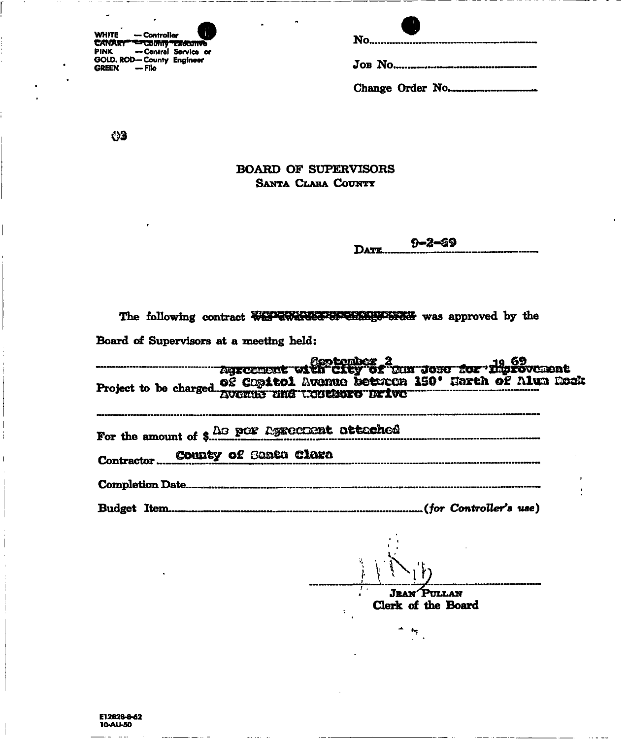WHITE — Controller
CANARY — County Executive
PINK — Central Service or
GOLD. ROD— County Engineer
GREEN — File

No.

Job No.

Change Order No.

63

# BOARD OF SUPERVISORS

## Santa Clara County

Date 9-2-69

The following contract ~~was awarded or change order~~ was approved by the Board of Supervisors at a meeting held:

September 2, 19 69

Project to be charged Agreement with City of San Jose for Improvement of Capitol Avenue between 150' North of Alum Rock Avenue and Woodsboro Drive

For the amount of $ As per Agreement attached

Contractor County of Santa Clara

Completion Date

Budget Item (*for Controller's use*)

Jean Pullan
Clerk of the Board

E12828-8-62
10-AU-50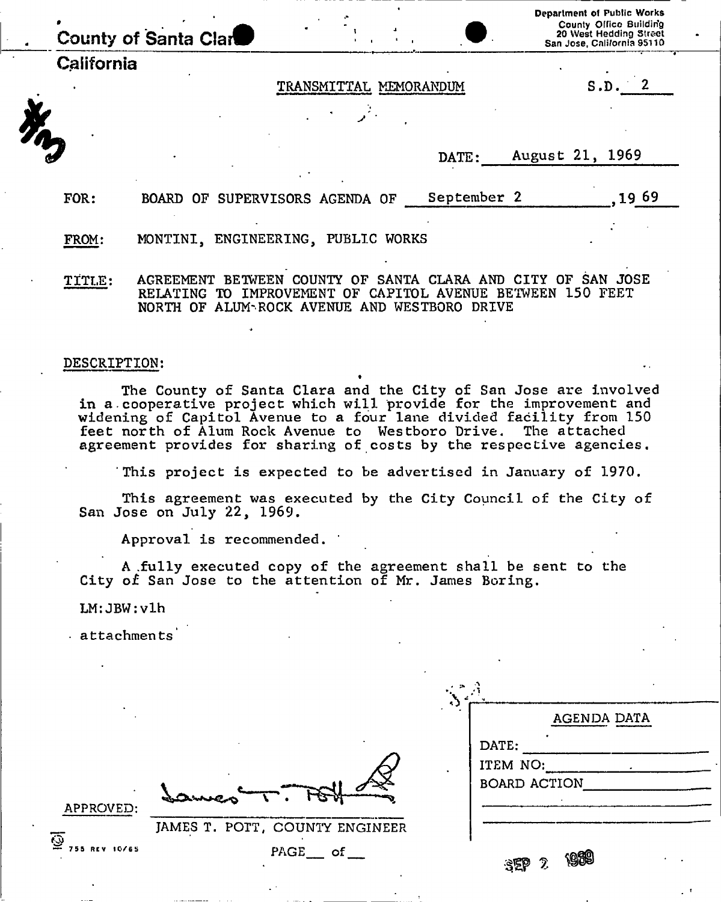County of Santa Clara

California

Department of Public Works
County Office Building
20 West Hedding Street
San Jose, California 95110

#3

TRANSMITTAL MEMORANDUM

S.D. 2

DATE: August 21, 1969

FOR: BOARD OF SUPERVISORS AGENDA OF September 2, 1969

FROM: MONTINI, ENGINEERING, PUBLIC WORKS

TITLE: AGREEMENT BETWEEN COUNTY OF SANTA CLARA AND CITY OF SAN JOSE RELATING TO IMPROVEMENT OF CAPITOL AVENUE BETWEEN 150 FEET NORTH OF ALUM ROCK AVENUE AND WESTBORO DRIVE

DESCRIPTION:

The County of Santa Clara and the City of San Jose are involved in a cooperative project which will provide for the improvement and widening of Capitol Avenue to a four lane divided facility from 150 feet north of Alum Rock Avenue to Westboro Drive. The attached agreement provides for sharing of costs by the respective agencies.

This project is expected to be advertised in January of 1970.

This agreement was executed by the City Council of the City of San Jose on July 22, 1969.

Approval is recommended.

A fully executed copy of the agreement shall be sent to the City of San Jose to the attention of Mr. James Boring.

LM:JBW:vlh

attachments

APPROVED: James T. Pott

JAMES T. POTT, COUNTY ENGINEER

PAGE\_\_ of \_\_

755 REV 10/65

AGENDA DATA

DATE:

ITEM NO:

BOARD ACTION

SEP 2 1969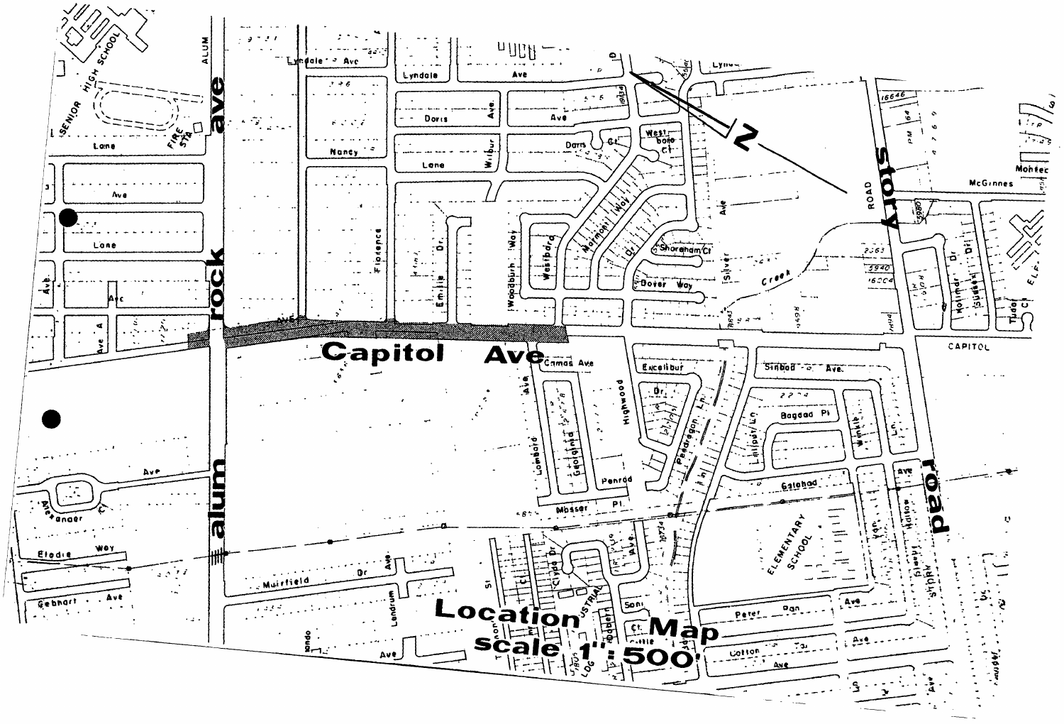alum rock ave

Capitol Ave

Story road

Location Map
scale 1" : 500'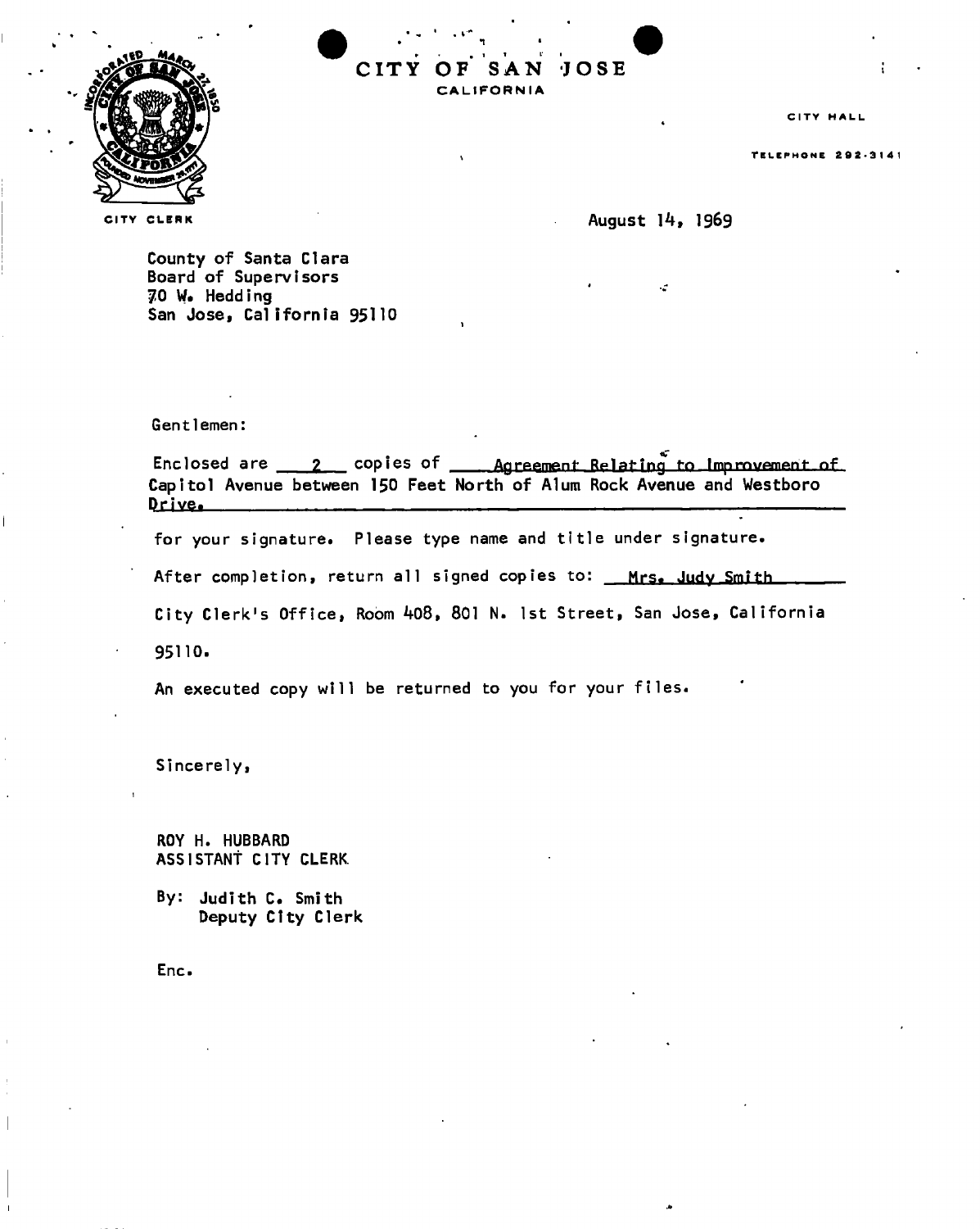# CITY OF SAN JOSE
CALIFORNIA

CITY CLERK

CITY HALL

TELEPHONE 292-3141

August 14, 1969

County of Santa Clara
Board of Supervisors
70 W. Hedding
San Jose, California 95110

Gentlemen:

Enclosed are 2 copies of Agreement Relating to Improvement of Capitol Avenue between 150 Feet North of Alum Rock Avenue and Westboro Drive.

for your signature. Please type name and title under signature.

After completion, return all signed copies to: Mrs. Judy Smith

City Clerk's Office, Room 408, 801 N. 1st Street, San Jose, California 95110.

An executed copy will be returned to you for your files.

Sincerely,

ROY H. HUBBARD
ASSISTANT CITY CLERK

By: Judith C. Smith
Deputy City Clerk

Enc.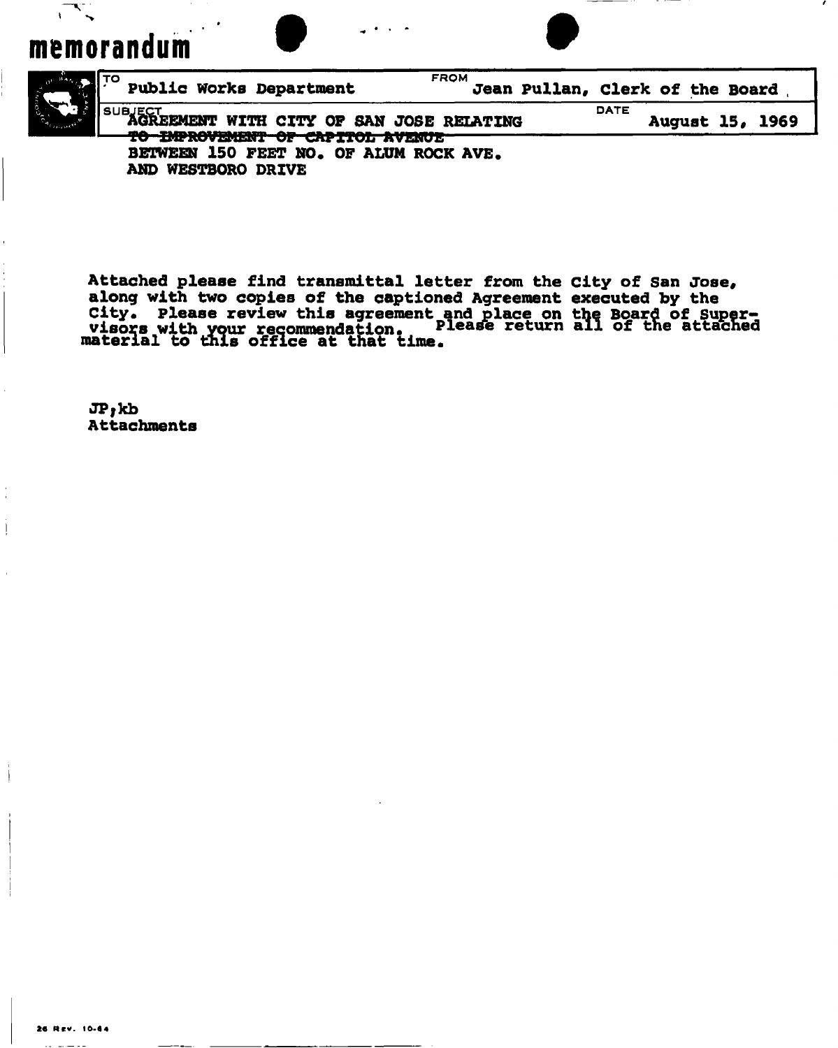# memorandum

**TO** Public Works Department

**FROM** Jean Pullan, Clerk of the Board

**SUBJECT** AGREEMENT WITH CITY OF SAN JOSE RELATING ~~TO IMPROVEMENT OF CAPITOL AVENUE~~ BETWEEN 150 FEET NO. OF ALUM ROCK AVE. AND WESTBORO DRIVE

**DATE** August 15, 1969

Attached please find transmittal letter from the City of San Jose, along with two copies of the captioned Agreement executed by the City. Please review this agreement and place on the Board of Supervisors with your recommendation. Please return all of the attached material to this office at that time.

JP;kb
Attachments

26 Rev. 10-64